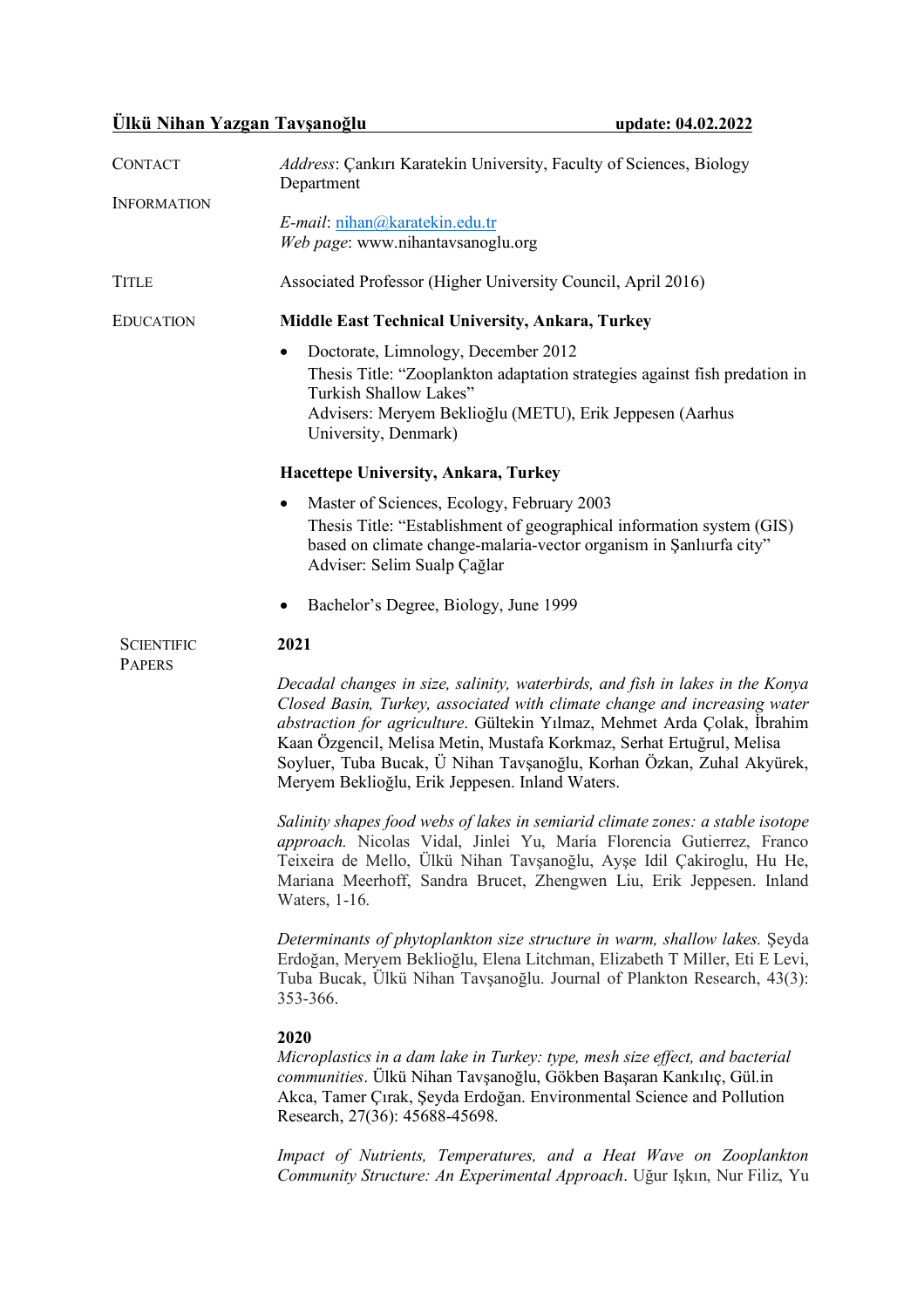**Ülkü Nihan Yazgan Tavşanoğlu** **update: 04.02.2022**

**CONTACT INFORMATION**

*Address*: Çankırı Karatekin University, Faculty of Sciences, Biology Department

*E-mail*: nihan@karatekin.edu.tr
*Web page*: www.nihantavsanoglu.org

**TITLE**

Associated Professor (Higher University Council, April 2016)

**EDUCATION**

**Middle East Technical University, Ankara, Turkey**

- Doctorate, Limnology, December 2012
  Thesis Title: "Zooplankton adaptation strategies against fish predation in Turkish Shallow Lakes"
  Advisers: Meryem Beklioğlu (METU), Erik Jeppesen (Aarhus University, Denmark)

**Hacettepe University, Ankara, Turkey**

- Master of Sciences, Ecology, February 2003
  Thesis Title: "Establishment of geographical information system (GIS) based on climate change-malaria-vector organism in Şanlıurfa city"
  Adviser: Selim Sualp Çağlar

- Bachelor's Degree, Biology, June 1999

**SCIENTIFIC PAPERS**

**2021**

*Decadal changes in size, salinity, waterbirds, and fish in lakes in the Konya Closed Basin, Turkey, associated with climate change and increasing water abstraction for agriculture*. Gültekin Yılmaz, Mehmet Arda Çolak, İbrahim Kaan Özgencil, Melisa Metin, Mustafa Korkmaz, Serhat Ertuğrul, Melisa Soyluer, Tuba Bucak, Ü Nihan Tavşanoğlu, Korhan Özkan, Zuhal Akyürek, Meryem Beklioğlu, Erik Jeppesen. Inland Waters.

*Salinity shapes food webs of lakes in semiarid climate zones: a stable isotope approach.* Nicolas Vidal, Jinlei Yu, María Florencia Gutierrez, Franco Teixeira de Mello, Ülkü Nihan Tavşanoğlu, Ayşe Idil Çakiroglu, Hu He, Mariana Meerhoff, Sandra Brucet, Zhengwen Liu, Erik Jeppesen. Inland Waters, 1-16.

*Determinants of phytoplankton size structure in warm, shallow lakes.* Şeyda Erdoğan, Meryem Beklioğlu, Elena Litchman, Elizabeth T Miller, Eti E Levi, Tuba Bucak, Ülkü Nihan Tavşanoğlu. Journal of Plankton Research, 43(3): 353-366.

**2020**

*Microplastics in a dam lake in Turkey: type, mesh size effect, and bacterial communities*. Ülkü Nihan Tavşanoğlu, Gökben Başaran Kankılıç, Gül.in Akca, Tamer Çırak, Şeyda Erdoğan. Environmental Science and Pollution Research, 27(36): 45688-45698.

*Impact of Nutrients, Temperatures, and a Heat Wave on Zooplankton Community Structure: An Experimental Approach*. Uğur Işkın, Nur Filiz, Yu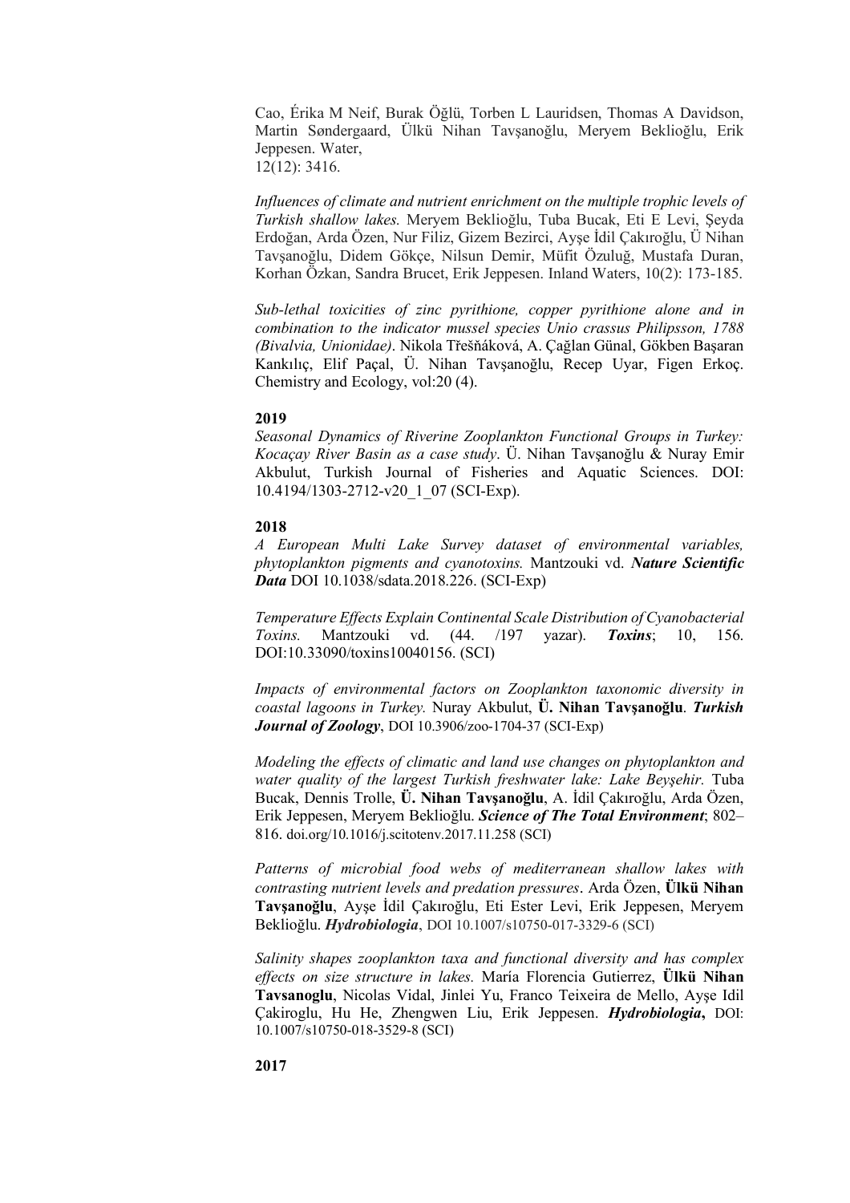Cao, Érika M Neif, Burak Öğlü, Torben L Lauridsen, Thomas A Davidson, Martin Søndergaard, Ülkü Nihan Tavşanoğlu, Meryem Beklioğlu, Erik Jeppesen. Water, 12(12): 3416.

*Influences of climate and nutrient enrichment on the multiple trophic levels of Turkish shallow lakes.* Meryem Beklioğlu, Tuba Bucak, Eti E Levi, Şeyda Erdoğan, Arda Özen, Nur Filiz, Gizem Bezirci, Ayşe İdil Çakıroğlu, Ü Nihan Tavşanoğlu, Didem Gökçe, Nilsun Demir, Müfit Özuluğ, Mustafa Duran, Korhan Özkan, Sandra Brucet, Erik Jeppesen. Inland Waters, 10(2): 173-185.

*Sub-lethal toxicities of zinc pyrithione, copper pyrithione alone and in combination to the indicator mussel species Unio crassus Philipsson, 1788 (Bivalvia, Unionidae)*. Nikola Třešňáková, A. Çağlan Günal, Gökben Başaran Kankılıç, Elif Paçal, Ü. Nihan Tavşanoğlu, Recep Uyar, Figen Erkoç. Chemistry and Ecology, vol:20 (4).

**2019**

*Seasonal Dynamics of Riverine Zooplankton Functional Groups in Turkey: Kocaçay River Basin as a case study*. Ü. Nihan Tavşanoğlu & Nuray Emir Akbulut, Turkish Journal of Fisheries and Aquatic Sciences. DOI: 10.4194/1303-2712-v20_1_07 (SCI-Exp).

**2018**

*A European Multi Lake Survey dataset of environmental variables, phytoplankton pigments and cyanotoxins.* Mantzouki vd. ***Nature Scientific Data*** DOI 10.1038/sdata.2018.226. (SCI-Exp)

*Temperature Effects Explain Continental Scale Distribution of Cyanobacterial Toxins.* Mantzouki vd. (44. /197 yazar). ***Toxins***; 10, 156. DOI:10.33090/toxins10040156. (SCI)

*Impacts of environmental factors on Zooplankton taxonomic diversity in coastal lagoons in Turkey.* Nuray Akbulut, **Ü. Nihan Tavşanoğlu**. ***Turkish Journal of Zoology***, DOI 10.3906/zoo-1704-37 (SCI-Exp)

*Modeling the effects of climatic and land use changes on phytoplankton and water quality of the largest Turkish freshwater lake: Lake Beyşehir.* Tuba Bucak, Dennis Trolle, **Ü. Nihan Tavşanoğlu**, A. İdil Çakıroğlu, Arda Özen, Erik Jeppesen, Meryem Beklioğlu. ***Science of The Total Environment***; 802–816. doi.org/10.1016/j.scitotenv.2017.11.258 (SCI)

*Patterns of microbial food webs of mediterranean shallow lakes with contrasting nutrient levels and predation pressures*. Arda Özen, **Ülkü Nihan Tavşanoğlu**, Ayşe İdil Çakıroğlu, Eti Ester Levi, Erik Jeppesen, Meryem Beklioğlu. ***Hydrobiologia***, DOI 10.1007/s10750-017-3329-6 (SCI)

*Salinity shapes zooplankton taxa and functional diversity and has complex effects on size structure in lakes.* María Florencia Gutierrez, **Ülkü Nihan Tavsanoglu**, Nicolas Vidal, Jinlei Yu, Franco Teixeira de Mello, Ayşe Idil Çakiroglu, Hu He, Zhengwen Liu, Erik Jeppesen. ***Hydrobiologia***, DOI: 10.1007/s10750-018-3529-8 (SCI)

**2017**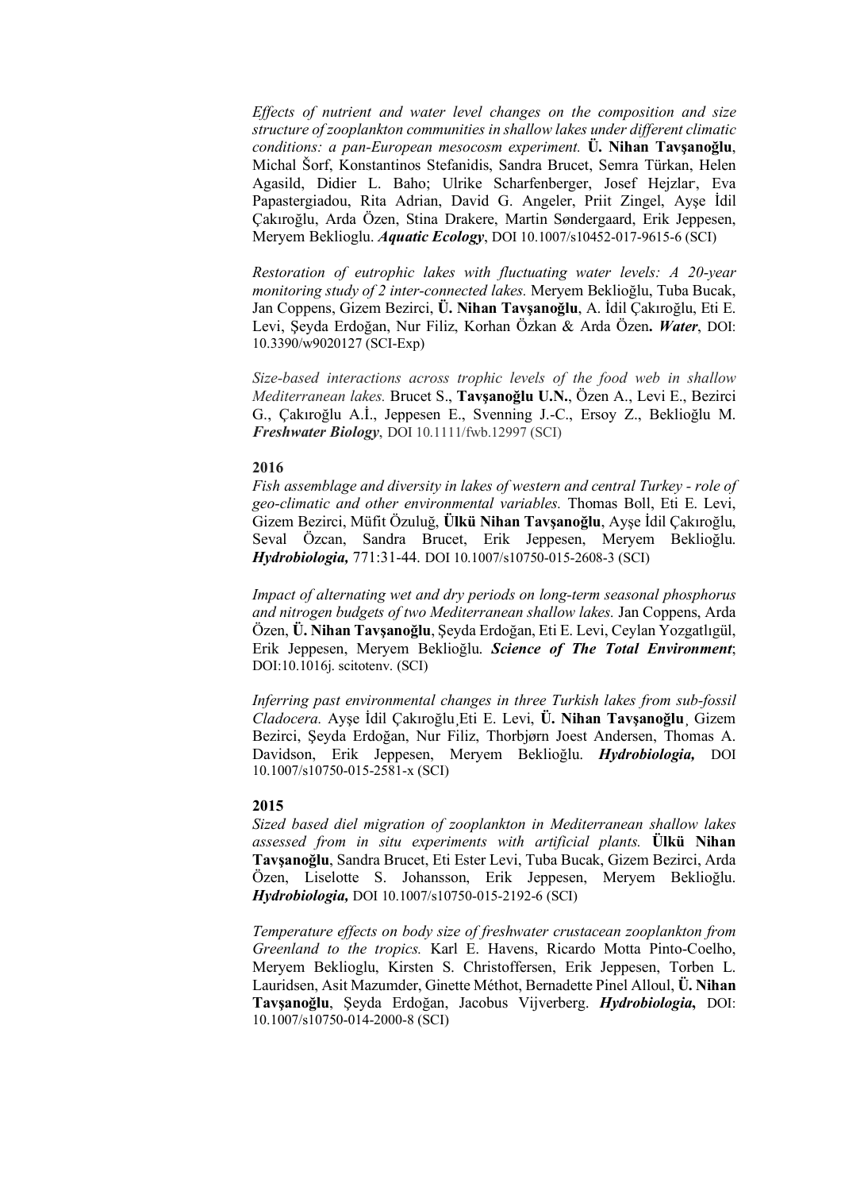*Effects of nutrient and water level changes on the composition and size structure of zooplankton communities in shallow lakes under different climatic conditions: a pan-European mesocosm experiment.* **Ü. Nihan Tavşanoğlu**, Michal Šorf, Konstantinos Stefanidis, Sandra Brucet, Semra Türkan, Helen Agasild, Didier L. Baho; Ulrike Scharfenberger, Josef Hejzlar, Eva Papastergiadou, Rita Adrian, David G. Angeler, Priit Zingel, Ayşe İdil Çakıroğlu, Arda Özen, Stina Drakere, Martin Søndergaard, Erik Jeppesen, Meryem Beklioglu. ***Aquatic Ecology***, DOI 10.1007/s10452-017-9615-6 (SCI)

*Restoration of eutrophic lakes with fluctuating water levels: A 20-year monitoring study of 2 inter-connected lakes.* Meryem Beklioğlu, Tuba Bucak, Jan Coppens, Gizem Bezirci, **Ü. Nihan Tavşanoğlu**, A. İdil Çakıroğlu, Eti E. Levi, Şeyda Erdoğan, Nur Filiz, Korhan Özkan & Arda Özen**.** ***Water***, DOI: 10.3390/w9020127 (SCI-Exp)

*Size-based interactions across trophic levels of the food web in shallow Mediterranean lakes.* Brucet S., **Tavşanoğlu U.N.**, Özen A., Levi E., Bezirci G., Çakıroğlu A.İ., Jeppesen E., Svenning J.-C., Ersoy Z., Beklioğlu M. ***Freshwater Biology***, DOI 10.1111/fwb.12997 (SCI)

**2016**

*Fish assemblage and diversity in lakes of western and central Turkey - role of geo-climatic and other environmental variables.* Thomas Boll, Eti E. Levi, Gizem Bezirci, Müfit Özuluğ, **Ülkü Nihan Tavşanoğlu**, Ayşe İdil Çakıroğlu, Seval Özcan, Sandra Brucet, Erik Jeppesen, Meryem Beklioğlu. ***Hydrobiologia,*** 771:31-44. DOI 10.1007/s10750-015-2608-3 (SCI)

*Impact of alternating wet and dry periods on long-term seasonal phosphorus and nitrogen budgets of two Mediterranean shallow lakes.* Jan Coppens, Arda Özen, **Ü. Nihan Tavşanoğlu**, Şeyda Erdoğan, Eti E. Levi, Ceylan Yozgatlıgül, Erik Jeppesen, Meryem Beklioğlu. ***Science of The Total Environment***; DOI:10.1016j. scitotenv. (SCI)

*Inferring past environmental changes in three Turkish lakes from sub-fossil Cladocera.* Ayşe İdil Çakıroğlu¸Eti E. Levi, **Ü. Nihan Tavşanoğlu**¸ Gizem Bezirci, Şeyda Erdoğan, Nur Filiz, Thorbjørn Joest Andersen, Thomas A. Davidson, Erik Jeppesen, Meryem Beklioğlu. ***Hydrobiologia,*** DOI 10.1007/s10750-015-2581-x (SCI)

**2015**

*Sized based diel migration of zooplankton in Mediterranean shallow lakes assessed from in situ experiments with artificial plants.* **Ülkü Nihan Tavşanoğlu**, Sandra Brucet, Eti Ester Levi, Tuba Bucak, Gizem Bezirci, Arda Özen, Liselotte S. Johansson, Erik Jeppesen, Meryem Beklioğlu. ***Hydrobiologia,*** DOI 10.1007/s10750-015-2192-6 (SCI)

*Temperature effects on body size of freshwater crustacean zooplankton from Greenland to the tropics.* Karl E. Havens, Ricardo Motta Pinto-Coelho, Meryem Beklioglu, Kirsten S. Christoffersen, Erik Jeppesen, Torben L. Lauridsen, Asit Mazumder, Ginette Méthot, Bernadette Pinel Alloul, **Ü. Nihan Tavşanoğlu**, Şeyda Erdoğan, Jacobus Vijverberg. ***Hydrobiologia*****,** DOI: 10.1007/s10750-014-2000-8 (SCI)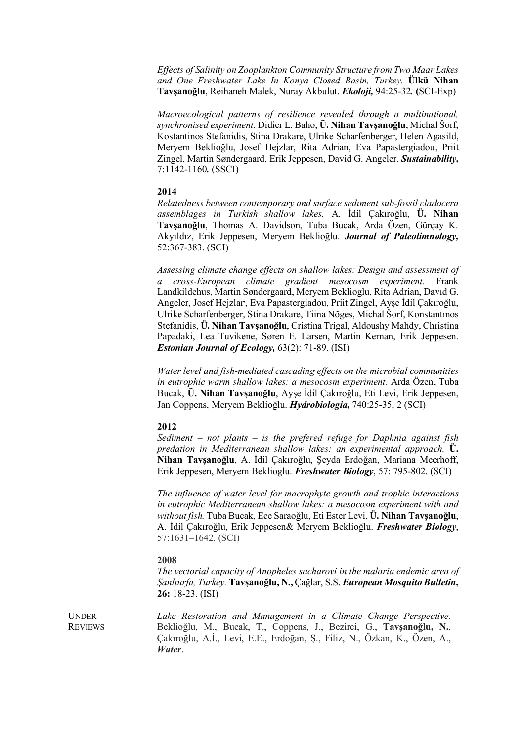*Effects of Salinity on Zooplankton Community Structure from Two Maar Lakes and One Freshwater Lake In Konya Closed Basin, Turkey.* **Ülkü Nihan Tavşanoğlu**, Reihaneh Malek, Nuray Akbulut. ***Ekoloji,*** 94:25-32***.*** **(**SCI-Exp)

*Macroecological patterns of resilience revealed through a multinational, synchronised experiment.* Didier L. Baho, **Ü. Nihan Tavşanoğlu**, Michal Šorf, Kostantinos Stefanidis, Stina Drakare, Ulrike Scharfenberger, Helen Agasild, Meryem Beklioğlu, Josef Hejzlar, Rita Adrian, Eva Papastergiadou, Priit Zingel, Martin Søndergaard, Erik Jeppesen, David G. Angeler. ***Sustainability,*** 7:1142-1160***.*** (SSCI)

**2014**

*Relatedness between contemporary and surface sedıment sub-fossil cladocera assemblages in Turkish shallow lakes.* A. İdil Çakıroğlu, **Ü. Nihan Tavşanoğlu**, Thomas A. Davidson, Tuba Bucak, Arda Özen, Gürçay K. Akyıldız, Erik Jeppesen, Meryem Beklioğlu. ***Journal of Paleolimnology,*** 52:367-383. (SCI)

*Assessing climate change effects on shallow lakes: Design and assessment of a cross-European climate gradient mesocosm experiment.* Frank Landkildehus, Martin Søndergaard, Meryem Beklioglu, Rita Adrian, Davıd G. Angeler, Josef Hejzlar, Eva Papastergiadou, Priit Zingel, Ayşe İdil Çakıroğlu, Ulrike Scharfenberger, Stina Drakare, Tiina Nõges, Michal Šorf, Konstantınos Stefanidis, **Ü. Nihan Tavşanoğlu**, Cristina Trigal, Aldoushy Mahdy, Christina Papadaki, Lea Tuvikene, Søren E. Larsen, Martin Kernan, Erik Jeppesen. ***Estonian Journal of Ecology,*** 63(2): 71-89. (ISI)

*Water level and fish-mediated cascading effects on the microbial communities in eutrophic warm shallow lakes: a mesocosm experiment.* Arda Özen, Tuba Bucak, **Ü. Nihan Tavşanoğlu**, Ayşe İdil Çakıroğlu, Eti Levi, Erik Jeppesen, Jan Coppens, Meryem Beklioğlu. ***Hydrobiologia,*** 740:25-35, 2 (SCI)

**2012**

*Sediment – not plants – is the prefered refuge for Daphnia against fish predation in Mediterranean shallow lakes: an experimental approach.* **Ü. Nihan Tavşanoğlu**, A. İdil Çakıroğlu, Şeyda Erdoğan, Mariana Meerhoff, Erik Jeppesen, Meryem Beklioglu. ***Freshwater Biology***, 57: 795-802. (SCI)

*The influence of water level for macrophyte growth and trophic interactions in eutrophic Mediterranean shallow lakes: a mesocosm experiment with and without fish.* Tuba Bucak, Ece Saraoğlu, Eti Ester Levi, **Ü. Nihan Tavşanoğlu**, A. İdil Çakıroğlu, Erik Jeppesen& Meryem Beklioğlu. ***Freshwater Biology***, 57:1631–1642. (SCI)

**2008**

*The vectorial capacity of Anopheles sacharovi in the malaria endemic area of Şanlıurfa, Turkey.* **Tavşanoğlu, N.,** Çağlar, S.S. ***European Mosquito Bulletin*****, 26:** 18-23. (ISI)

UNDER REVIEWS

*Lake Restoration and Management in a Climate Change Perspective.* Beklioğlu, M., Bucak, T., Coppens, J., Bezirci, G., **Tavşanoğlu, N.**, Çakıroğlu, A.İ., Levi, E.E., Erdoğan, Ş., Filiz, N., Özkan, K., Özen, A., ***Water***.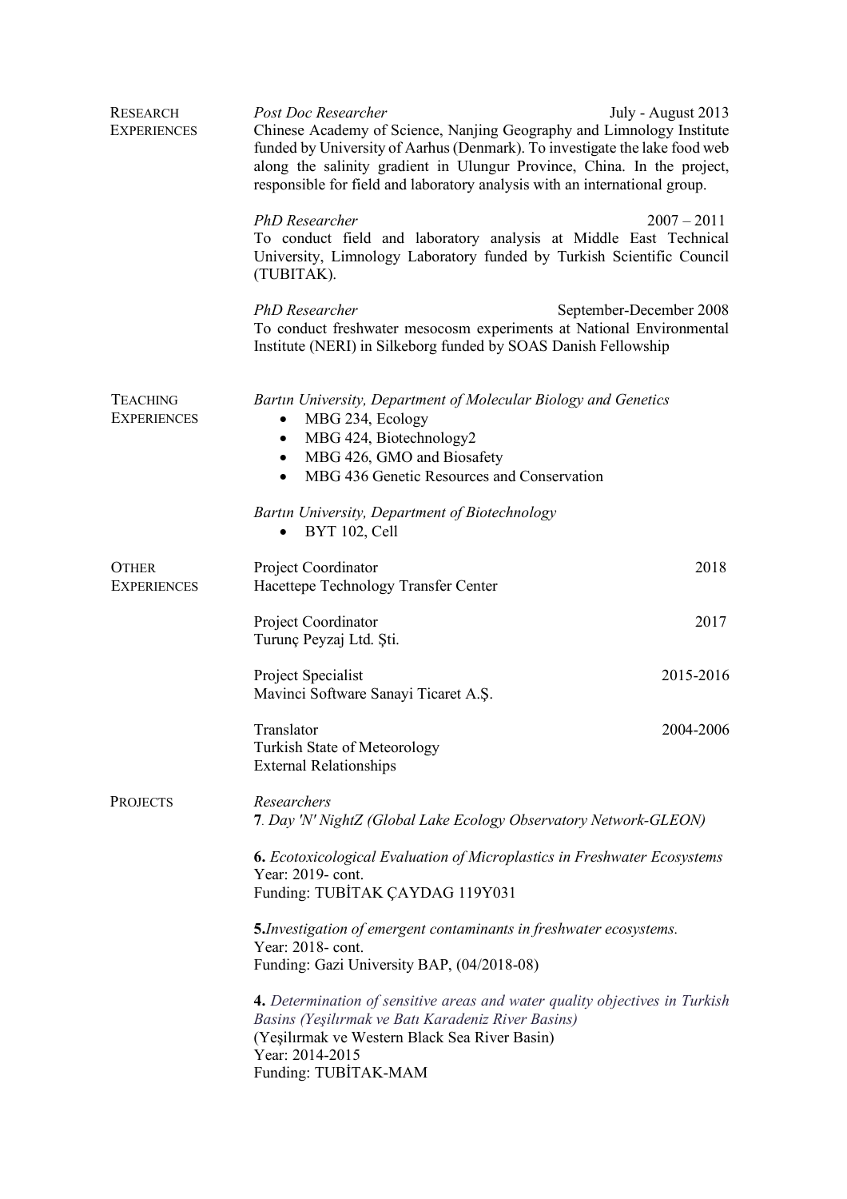## Research Experiences

*Post Doc Researcher* July - August 2013

Chinese Academy of Science, Nanjing Geography and Limnology Institute funded by University of Aarhus (Denmark). To investigate the lake food web along the salinity gradient in Ulungur Province, China. In the project, responsible for field and laboratory analysis with an international group.

*PhD Researcher* 2007 – 2011

To conduct field and laboratory analysis at Middle East Technical University, Limnology Laboratory funded by Turkish Scientific Council (TUBITAK).

*PhD Researcher* September-December 2008

To conduct freshwater mesocosm experiments at National Environmental Institute (NERI) in Silkeborg funded by SOAS Danish Fellowship

## Teaching Experiences

*Bartın University, Department of Molecular Biology and Genetics*

- MBG 234, Ecology
- MBG 424, Biotechnology2
- MBG 426, GMO and Biosafety
- MBG 436 Genetic Resources and Conservation

*Bartın University, Department of Biotechnology*

- BYT 102, Cell

## Other Experiences

Project Coordinator 2018
Hacettepe Technology Transfer Center

Project Coordinator 2017
Turunç Peyzaj Ltd. Şti.

Project Specialist 2015-2016
Mavinci Software Sanayi Ticaret A.Ş.

Translator 2004-2006
Turkish State of Meteorology
External Relationships

## Projects

*Researchers*

**7**. *Day 'N' NightZ (Global Lake Ecology Observatory Network-GLEON)*

**6.** *Ecotoxicological Evaluation of Microplastics in Freshwater Ecosystems*
Year: 2019- cont.
Funding: TUBİTAK ÇAYDAG 119Y031

**5.** *Investigation of emergent contaminants in freshwater ecosystems.*
Year: 2018- cont.
Funding: Gazi University BAP, (04/2018-08)

**4.** *Determination of sensitive areas and water quality objectives in Turkish Basins (Yeşilırmak ve Batı Karadeniz River Basins)*
(Yeşilırmak ve Western Black Sea River Basin)
Year: 2014-2015
Funding: TUBİTAK-MAM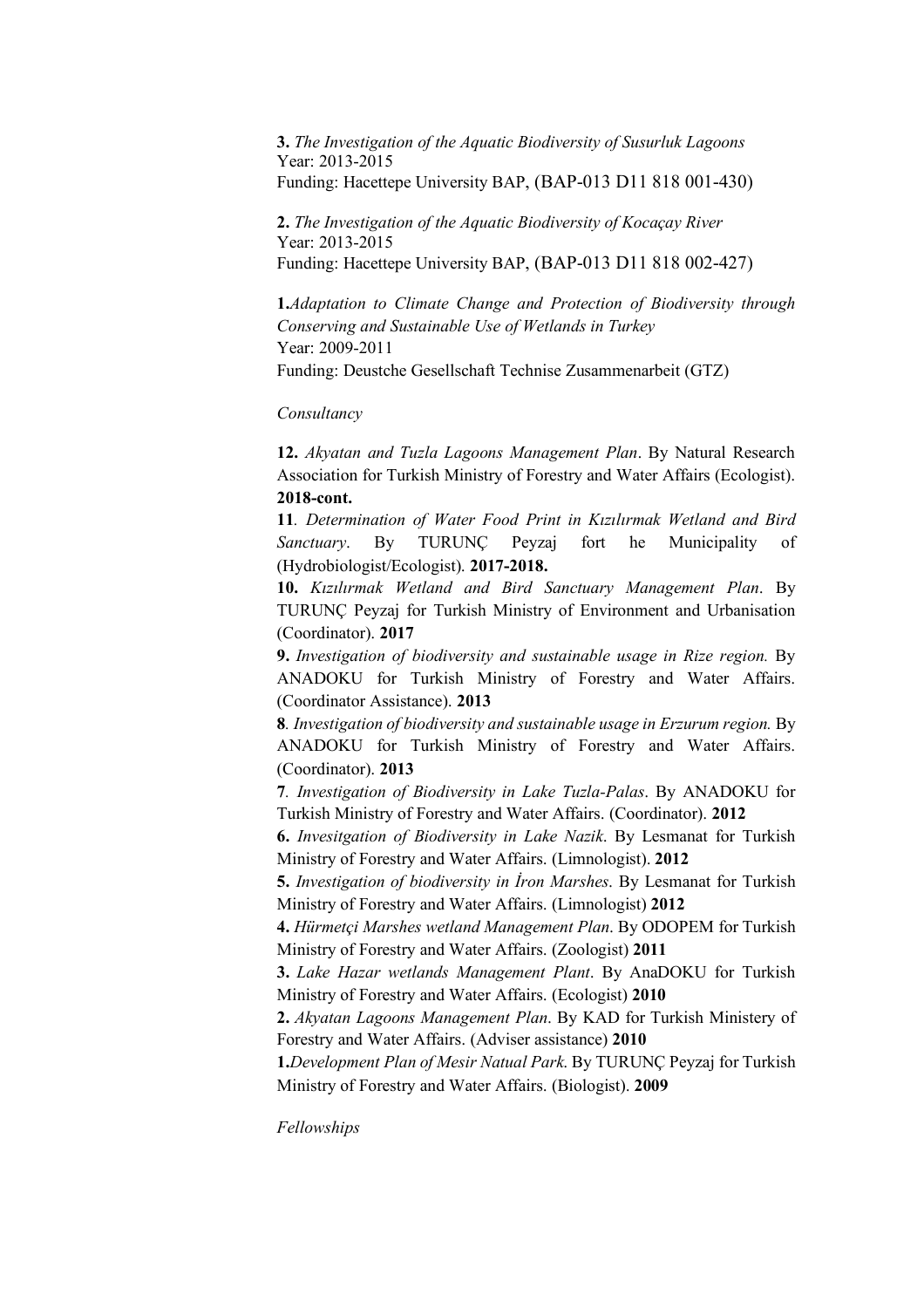**3.** *The Investigation of the Aquatic Biodiversity of Susurluk Lagoons*
Year: 2013-2015
Funding: Hacettepe University BAP, (BAP-013 D11 818 001-430)

**2.** *The Investigation of the Aquatic Biodiversity of Kocaçay River*
Year: 2013-2015
Funding: Hacettepe University BAP, (BAP-013 D11 818 002-427)

**1.***Adaptation to Climate Change and Protection of Biodiversity through Conserving and Sustainable Use of Wetlands in Turkey*
Year: 2009-2011
Funding: Deustche Gesellschaft Technise Zusammenarbeit (GTZ)

*Consultancy*

**12.** *Akyatan and Tuzla Lagoons Management Plan*. By Natural Research Association for Turkish Ministry of Forestry and Water Affairs (Ecologist). **2018-cont.**

**11**. *Determination of Water Food Print in Kızılırmak Wetland and Bird Sanctuary*. By TURUNÇ Peyzaj fort he Municipality of (Hydrobiologist/Ecologist). **2017-2018.**

**10.** *Kızılırmak Wetland and Bird Sanctuary Management Plan*. By TURUNÇ Peyzaj for Turkish Ministry of Environment and Urbanisation (Coordinator). **2017**

**9.** *Investigation of biodiversity and sustainable usage in Rize region.* By ANADOKU for Turkish Ministry of Forestry and Water Affairs. (Coordinator Assistance). **2013**

**8**. *Investigation of biodiversity and sustainable usage in Erzurum region.* By ANADOKU for Turkish Ministry of Forestry and Water Affairs. (Coordinator). **2013**

**7**. *Investigation of Biodiversity in Lake Tuzla-Palas*. By ANADOKU for Turkish Ministry of Forestry and Water Affairs. (Coordinator). **2012**

**6.** *Invesitgation of Biodiversity in Lake Nazik*. By Lesmanat for Turkish Ministry of Forestry and Water Affairs. (Limnologist). **2012**

**5.** *Investigation of biodiversity in İron Marshes*. By Lesmanat for Turkish Ministry of Forestry and Water Affairs. (Limnologist) **2012**

**4.** *Hürmetçi Marshes wetland Management Plan*. By ODOPEM for Turkish Ministry of Forestry and Water Affairs. (Zoologist) **2011**

**3.** *Lake Hazar wetlands Management Plant*. By AnaDOKU for Turkish Ministry of Forestry and Water Affairs. (Ecologist) **2010**

**2.** *Akyatan Lagoons Management Plan*. By KAD for Turkish Ministery of Forestry and Water Affairs. (Adviser assistance) **2010**

**1.***Development Plan of Mesir Natual Park*. By TURUNÇ Peyzaj for Turkish Ministry of Forestry and Water Affairs. (Biologist). **2009**

*Fellowships*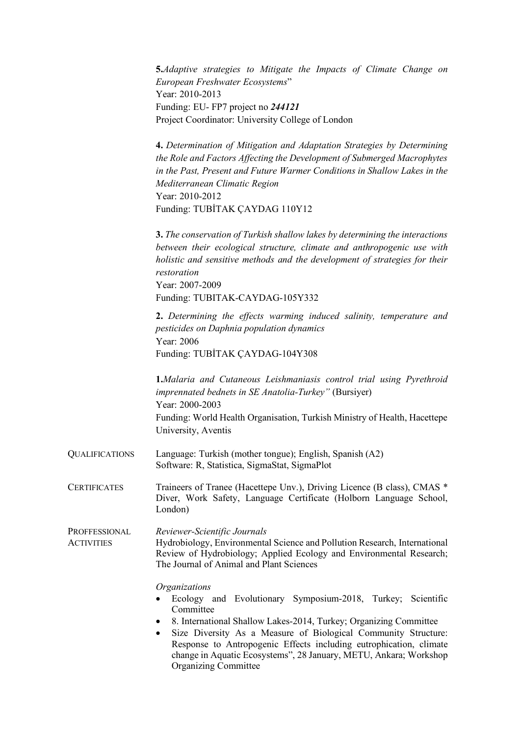**5.** *Adaptive strategies to Mitigate the Impacts of Climate Change on European Freshwater Ecosystems*"
Year: 2010-2013
Funding: EU- FP7 project no ***244121***
Project Coordinator: University College of London

**4.** *Determination of Mitigation and Adaptation Strategies by Determining the Role and Factors Affecting the Development of Submerged Macrophytes in the Past, Present and Future Warmer Conditions in Shallow Lakes in the Mediterranean Climatic Region*
Year: 2010-2012
Funding: TUBİTAK ÇAYDAG 110Y12

**3.** *The conservation of Turkish shallow lakes by determining the interactions between their ecological structure, climate and anthropogenic use with holistic and sensitive methods and the development of strategies for their restoration*
Year: 2007-2009
Funding: TUBITAK-CAYDAG-105Y332

**2.** *Determining the effects warming induced salinity, temperature and pesticides on Daphnia population dynamics*
Year: 2006
Funding: TUBİTAK ÇAYDAG-104Y308

**1.** *Malaria and Cutaneous Leishmaniasis control trial using Pyrethroid imprennated bednets in SE Anatolia-Turkey"* (Bursiyer)
Year: 2000-2003
Funding: World Health Organisation, Turkish Ministry of Health, Hacettepe University, Aventis

**QUALIFICATIONS**

Language: Turkish (mother tongue); English, Spanish (A2)
Software: R, Statistica, SigmaStat, SigmaPlot

**CERTIFICATES**

Traineers of Tranee (Hacettepe Unv.), Driving Licence (B class), CMAS * Diver, Work Safety, Language Certificate (Holborn Language School, London)

**PROFFESSIONAL ACTIVITIES**

*Reviewer-Scientific Journals*
Hydrobiology, Environmental Science and Pollution Research, International Review of Hydrobiology; Applied Ecology and Environmental Research; The Journal of Animal and Plant Sciences

*Organizations*

- Ecology and Evolutionary Symposium-2018, Turkey; Scientific Committee
- 8. International Shallow Lakes-2014, Turkey; Organizing Committee
- Size Diversity As a Measure of Biological Community Structure: Response to Antropogenic Effects including eutrophication, climate change in Aquatic Ecosystems", 28 January, METU, Ankara; Workshop Organizing Committee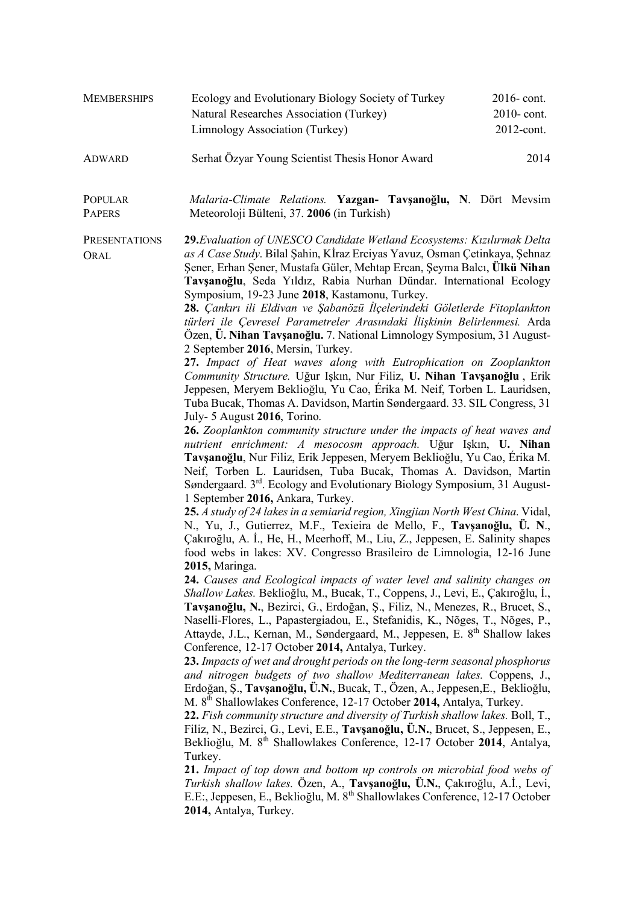## MEMBERSHIPS

| | |
|---|---|
| Ecology and Evolutionary Biology Society of Turkey | 2016- cont. |
| Natural Researches Association (Turkey) | 2010- cont. |
| Limnology Association (Turkey) | 2012-cont. |

## ADWARD

Serhat Özyar Young Scientist Thesis Honor Award — 2014

## POPULAR PAPERS

*Malaria-Climate Relations.* **Yazgan- Tavşanoğlu, N**. Dört Mevsim Meteoroloji Bülteni, 37. **2006** (in Turkish)

## PRESENTATIONS ORAL

**29.** *Evaluation of UNESCO Candidate Wetland Ecosystems: Kızılırmak Delta as A Case Study*. Bilal Şahin, Kİraz Erciyas Yavuz, Osman Çetinkaya, Şehnaz Şener, Erhan Şener, Mustafa Güler, Mehtap Ercan, Şeyma Balcı, **Ülkü Nihan Tavşanoğlu**, Seda Yıldız, Rabia Nurhan Dündar. International Ecology Symposium, 19-23 June **2018**, Kastamonu, Turkey.

**28.** *Çankırı ili Eldivan ve Şabanözü İlçelerindeki Göletlerde Fitoplankton türleri ile Çevresel Parametreler Arasındaki İlişkinin Belirlenmesi.* Arda Özen, **Ü. Nihan Tavşanoğlu.** 7. National Limnology Symposium, 31 August-2 September **2016**, Mersin, Turkey.

**27.** *Impact of Heat waves along with Eutrophication on Zooplankton Community Structure.* Uğur Işkın, Nur Filiz, **U. Nihan Tavşanoğlu** , Erik Jeppesen, Meryem Beklioğlu, Yu Cao, Érika M. Neif, Torben L. Lauridsen, Tuba Bucak, Thomas A. Davidson, Martin Søndergaard. 33. SIL Congress, 31 July- 5 August **2016**, Torino.

**26.** *Zooplankton community structure under the impacts of heat waves and nutrient enrichment: A mesocosm approach.* Uğur Işkın, **U. Nihan Tavşanoğlu**, Nur Filiz, Erik Jeppesen, Meryem Beklioğlu, Yu Cao, Érika M. Neif, Torben L. Lauridsen, Tuba Bucak, Thomas A. Davidson, Martin Søndergaard. 3rd. Ecology and Evolutionary Biology Symposium, 31 August-1 September **2016,** Ankara, Turkey.

**25.** *A study of 24 lakes in a semiarid region, Xingjian North West China*. Vidal, N., Yu, J., Gutierrez, M.F., Texieira de Mello, F., **Tavşanoğlu, Ü. N**., Çakıroğlu, A. İ., He, H., Meerhoff, M., Liu, Z., Jeppesen, E. Salinity shapes food webs in lakes: XV. Congresso Brasileiro de Limnologia, 12-16 June **2015,** Maringa.

**24.** *Causes and Ecological impacts of water level and salinity changes on Shallow Lakes.* Beklioğlu, M., Bucak, T., Coppens, J., Levi, E., Çakıroğlu, İ., **Tavşanoğlu, N.**, Bezirci, G., Erdoğan, Ş., Filiz, N., Menezes, R., Brucet, S., Naselli-Flores, L., Papastergiadou, E., Stefanidis, K., Nõges, T., Nõges, P., Attayde, J.L., Kernan, M., Søndergaard, M., Jeppesen, E. 8th Shallow lakes Conference, 12-17 October **2014,** Antalya, Turkey.

**23.** *Impacts of wet and drought periods on the long-term seasonal phosphorus and nitrogen budgets of two shallow Mediterranean lakes.* Coppens, J., Erdoğan, Ş., **Tavşanoğlu, Ü.N.**, Bucak, T., Özen, A., Jeppesen,E., Beklioğlu, M. 8th Shallowlakes Conference, 12-17 October **2014,** Antalya, Turkey.

**22.** *Fish community structure and diversity of Turkish shallow lakes.* Boll, T., Filiz, N., Bezirci, G., Levi, E.E., **Tavşanoğlu, Ü.N.**, Brucet, S., Jeppesen, E., Beklioğlu, M. 8th Shallowlakes Conference, 12-17 October **2014**, Antalya, Turkey.

**21.** *Impact of top down and bottom up controls on microbial food webs of Turkish shallow lakes.* Özen, A., **Tavşanoğlu, Ü.N.**, Çakıroğlu, A.İ., Levi, E.E:, Jeppesen, E., Beklioğlu, M. 8th Shallowlakes Conference, 12-17 October **2014,** Antalya, Turkey.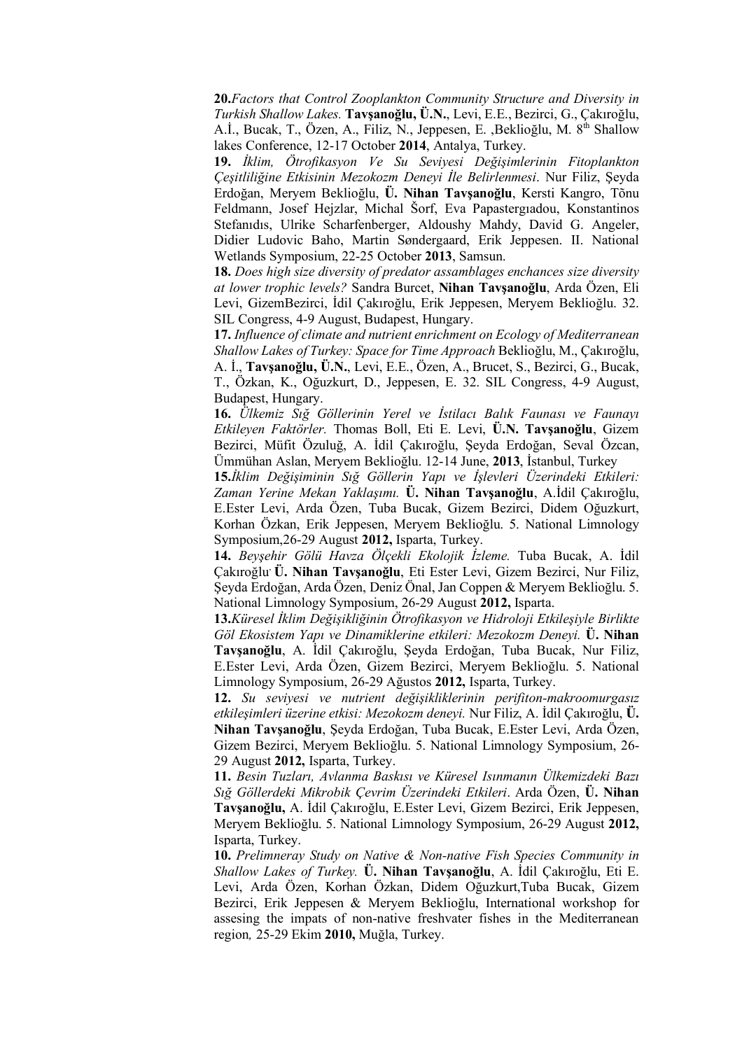**20.** *Factors that Control Zooplankton Community Structure and Diversity in Turkish Shallow Lakes.* **Tavşanoğlu, Ü.N.**, Levi, E.E., Bezirci, G., Çakıroğlu, A.İ., Bucak, T., Özen, A., Filiz, N., Jeppesen, E. ,Beklioğlu, M. 8th Shallow lakes Conference, 12-17 October **2014**, Antalya, Turkey.

**19.** *İklim, Ötrofikasyon Ve Su Seviyesi Değişimlerinin Fitoplankton Çeşitliliğine Etkisinin Mezokozm Deneyi İle Belirlenmesi*. Nur Filiz, Şeyda Erdoğan, Meryem Beklioğlu, **Ü. Nihan Tavşanoğlu**, Kersti Kangro, Tõnu Feldmann, Josef Hejzlar, Michal Šorf, Eva Papastergıadou, Konstantinos Stefanıdıs, Ulrike Scharfenberger, Aldoushy Mahdy, David G. Angeler, Didier Ludovic Baho, Martin Søndergaard, Erik Jeppesen. II. National Wetlands Symposium, 22-25 October **2013**, Samsun.

**18.** *Does high size diversity of predator assamblages enchances size diversity at lower trophic levels?* Sandra Burcet, **Nihan Tavşanoğlu**, Arda Özen, Eli Levi, GizemBezirci, İdil Çakıroğlu, Erik Jeppesen, Meryem Beklioğlu. 32. SIL Congress, 4-9 August, Budapest, Hungary.

**17.** *Influence of climate and nutrient enrichment on Ecology of Mediterranean Shallow Lakes of Turkey: Space for Time Approach* Beklioğlu, M., Çakıroğlu, A. İ., **Tavşanoğlu, Ü.N.**, Levi, E.E., Özen, A., Brucet, S., Bezirci, G., Bucak, T., Özkan, K., Oğuzkurt, D., Jeppesen, E. 32. SIL Congress, 4-9 August, Budapest, Hungary.

**16.** *Ülkemiz Sığ Göllerinin Yerel ve İstilacı Balık Faunası ve Faunayı Etkileyen Faktörler.* Thomas Boll, Eti E. Levi, **Ü.N. Tavşanoğlu**, Gizem Bezirci, Müfit Özuluğ, A. İdil Çakıroğlu, Şeyda Erdoğan, Seval Özcan, Ümmühan Aslan, Meryem Beklioğlu. 12-14 June, **2013**, İstanbul, Turkey

**15.** *İklim Değişiminin Sığ Göllerin Yapı ve İşlevleri Üzerindeki Etkileri: Zaman Yerine Mekan Yaklaşımı.* **Ü. Nihan Tavşanoğlu**, A.İdil Çakıroğlu, E.Ester Levi, Arda Özen, Tuba Bucak, Gizem Bezirci, Didem Oğuzkurt, Korhan Özkan, Erik Jeppesen, Meryem Beklioğlu. 5. National Limnology Symposium,26-29 August **2012,** Isparta, Turkey.

**14.** *Beyşehir Gölü Havza Ölçekli Ekolojik İzleme.* Tuba Bucak, A. İdil Çakıroğlu, **Ü. Nihan Tavşanoğlu**, Eti Ester Levi, Gizem Bezirci, Nur Filiz, Şeyda Erdoğan, Arda Özen, Deniz Önal, Jan Coppen & Meryem Beklioğlu. 5. National Limnology Symposium, 26-29 August **2012,** Isparta.

**13.** *Küresel İklim Değişikliğinin Ötrofikasyon ve Hidroloji Etkileşiyle Birlikte Göl Ekosistem Yapı ve Dinamiklerine etkileri: Mezokozm Deneyi.* **Ü. Nihan Tavşanoğlu**, A. İdil Çakıroğlu, Şeyda Erdoğan, Tuba Bucak, Nur Filiz, E.Ester Levi, Arda Özen, Gizem Bezirci, Meryem Beklioğlu. 5. National Limnology Symposium, 26-29 Ağustos **2012,** Isparta, Turkey.

**12.** *Su seviyesi ve nutrient değişikliklerinin perifiton-makroomurgasız etkileşimleri üzerine etkisi: Mezokozm deneyi.* Nur Filiz, A. İdil Çakıroğlu, **Ü. Nihan Tavşanoğlu**, Şeyda Erdoğan, Tuba Bucak, E.Ester Levi, Arda Özen, Gizem Bezirci, Meryem Beklioğlu. 5. National Limnology Symposium, 26-29 August **2012,** Isparta, Turkey.

**11.** *Besin Tuzları, Avlanma Baskısı ve Küresel Isınmanın Ülkemizdeki Bazı Sığ Göllerdeki Mikrobik Çevrim Üzerindeki Etkileri*. Arda Özen, **Ü. Nihan Tavşanoğlu,** A. İdil Çakıroğlu, E.Ester Levi, Gizem Bezirci, Erik Jeppesen, Meryem Beklioğlu. 5. National Limnology Symposium, 26-29 August **2012,** Isparta, Turkey.

**10.** *Prelimneray Study on Native & Non-native Fish Species Community in Shallow Lakes of Turkey.* **Ü. Nihan Tavşanoğlu**, A. İdil Çakıroğlu, Eti E. Levi, Arda Özen, Korhan Özkan, Didem Oğuzkurt,Tuba Bucak, Gizem Bezirci, Erik Jeppesen & Meryem Beklioğlu, International workshop for assesing the impats of non-native freshvater fishes in the Mediterranean region*,* 25-29 Ekim **2010,** Muğla, Turkey.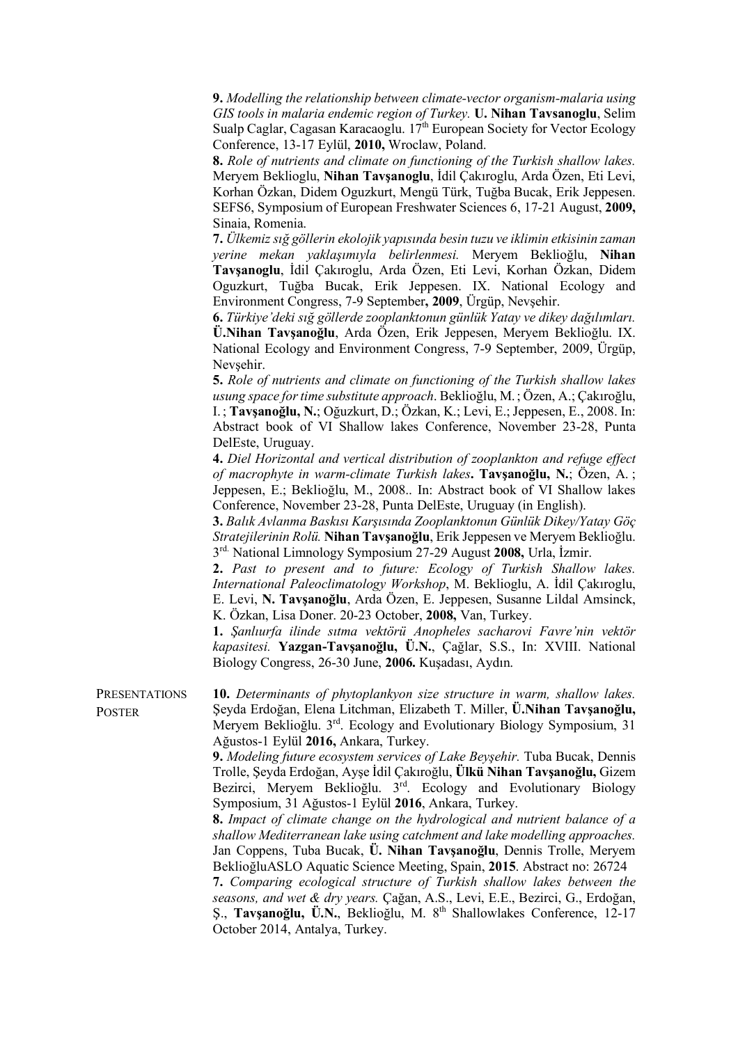**9.** *Modelling the relationship between climate-vector organism-malaria using GIS tools in malaria endemic region of Turkey.* **U. Nihan Tavsanoglu**, Selim Sualp Caglar, Cagasan Karacaoglu. 17th European Society for Vector Ecology Conference, 13-17 Eylül, **2010,** Wroclaw, Poland.

**8.** *Role of nutrients and climate on functioning of the Turkish shallow lakes.* Meryem Beklioglu, **Nihan Tavşanoglu**, İdil Çakıroglu, Arda Özen, Eti Levi, Korhan Özkan, Didem Oguzkurt, Mengü Türk, Tuğba Bucak, Erik Jeppesen. SEFS6, Symposium of European Freshwater Sciences 6, 17-21 August, **2009,** Sinaia, Romenia.

**7.** *Ülkemiz sığ göllerin ekolojik yapısında besin tuzu ve iklimin etkisinin zaman yerine mekan yaklaşımıyla belirlenmesi.* Meryem Beklioğlu, **Nihan Tavşanoglu**, İdil Çakıroglu, Arda Özen, Eti Levi, Korhan Özkan, Didem Oguzkurt, Tuğba Bucak, Erik Jeppesen. IX. National Ecology and Environment Congress, 7-9 September**, 2009**, Ürgüp, Nevşehir.

**6.** *Türkiye'deki sığ göllerde zooplanktonun günlük Yatay ve dikey dağılımları.* **Ü.Nihan Tavşanoğlu**, Arda Özen, Erik Jeppesen, Meryem Beklioğlu. IX. National Ecology and Environment Congress, 7-9 September, 2009, Ürgüp, Nevşehir.

**5.** *Role of nutrients and climate on functioning of the Turkish shallow lakes usung space for time substitute approach*. Beklioğlu, M. ; Özen, A.; Çakıroğlu, I. ; **Tavşanoğlu, N.**; Oğuzkurt, D.; Özkan, K.; Levi, E.; Jeppesen, E., 2008. In: Abstract book of VI Shallow lakes Conference, November 23-28, Punta DelEste, Uruguay.

**4.** *Diel Horizontal and vertical distribution of zooplankton and refuge effect of macrophyte in warm-climate Turkish lakes***. Tavşanoğlu, N.**; Özen, A. ; Jeppesen, E.; Beklioğlu, M., 2008.. In: Abstract book of VI Shallow lakes Conference, November 23-28, Punta DelEste, Uruguay (in English).

**3.** *Balık Avlanma Baskısı Karşısında Zooplanktonun Günlük Dikey/Yatay Göç Stratejilerinin Rolü.* **Nihan Tavşanoğlu**, Erik Jeppesen ve Meryem Beklioğlu. 3rd. National Limnology Symposium 27-29 August **2008,** Urla, İzmir.

**2.** *Past to present and to future: Ecology of Turkish Shallow lakes. International Paleoclimatology Workshop*, M. Beklioglu, A. İdil Çakıroglu, E. Levi, **N. Tavşanoğlu**, Arda Özen, E. Jeppesen, Susanne Lildal Amsinck, K. Özkan, Lisa Doner. 20-23 October, **2008,** Van, Turkey.

**1.** *Şanlıurfa ilinde sıtma vektörü Anopheles sacharovi Favre'nin vektör kapasitesi.* **Yazgan-Tavşanoğlu, Ü.N.**, Çağlar, S.S., In: XVIII. National Biology Congress, 26-30 June, **2006.** Kuşadası, Aydın.

PRESENTATIONS POSTER

**10.** *Determinants of phytoplankyon size structure in warm, shallow lakes.* Şeyda Erdoğan, Elena Litchman, Elizabeth T. Miller, **Ü.Nihan Tavşanoğlu,** Meryem Beklioğlu. 3rd. Ecology and Evolutionary Biology Symposium, 31 Ağustos-1 Eylül **2016,** Ankara, Turkey.

**9.** *Modeling future ecosystem services of Lake Beyşehir.* Tuba Bucak, Dennis Trolle, Şeyda Erdoğan, Ayşe İdil Çakıroğlu, **Ülkü Nihan Tavşanoğlu,** Gizem Bezirci, Meryem Beklioğlu. 3rd. Ecology and Evolutionary Biology Symposium, 31 Ağustos-1 Eylül **2016**, Ankara, Turkey.

**8.** *Impact of climate change on the hydrological and nutrient balance of a shallow Mediterranean lake using catchment and lake modelling approaches.* Jan Coppens, Tuba Bucak, **Ü. Nihan Tavşanoğlu**, Dennis Trolle, Meryem BeklioğluASLO Aquatic Science Meeting, Spain, **2015**. Abstract no: 26724

**7.** *Comparing ecological structure of Turkish shallow lakes between the seasons, and wet & dry years.* Çağan, A.S., Levi, E.E., Bezirci, G., Erdoğan, Ş., **Tavşanoğlu, Ü.N.**, Beklioğlu, M. 8th Shallowlakes Conference, 12-17 October 2014, Antalya, Turkey.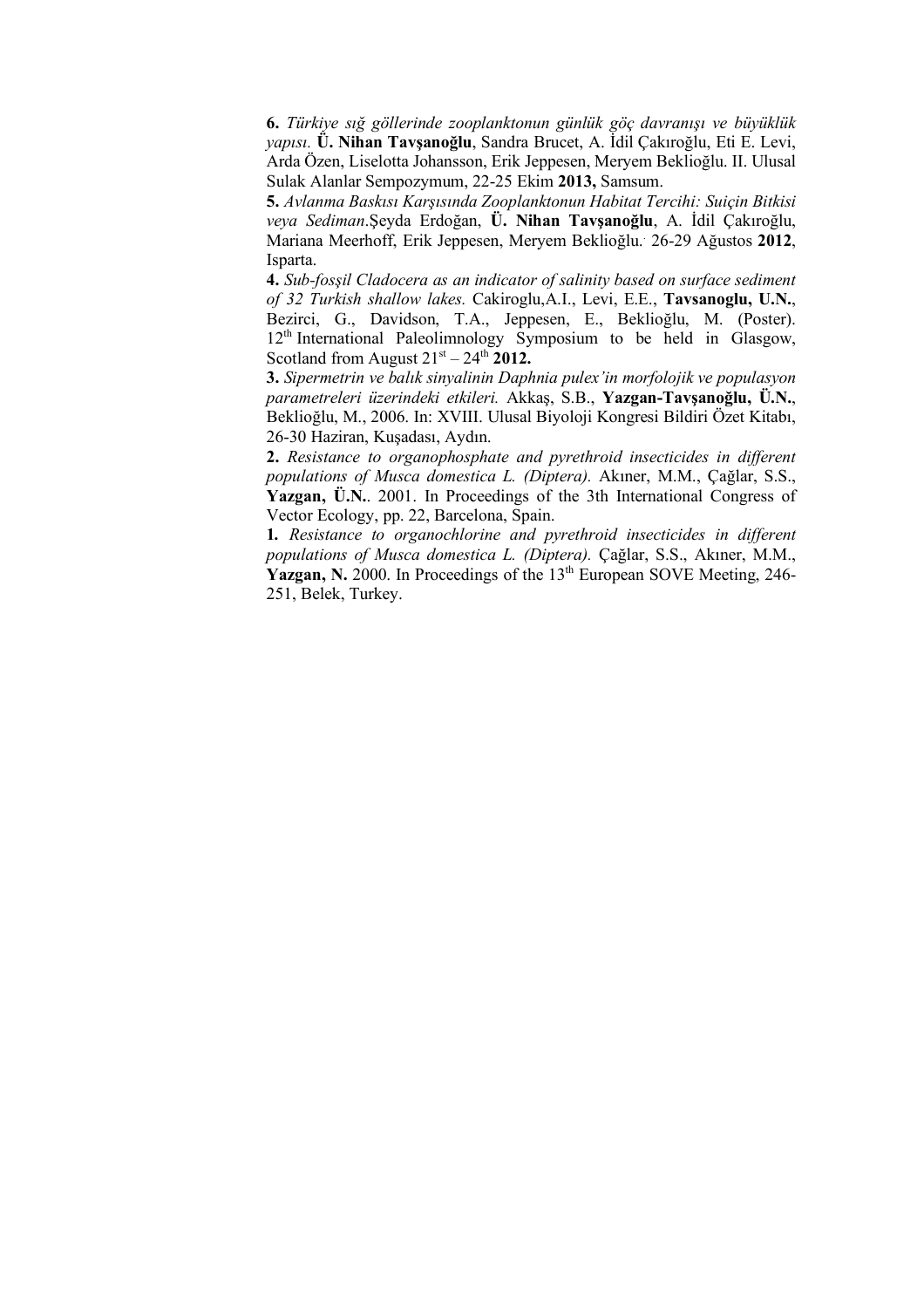**6.** *Türkiye sığ göllerinde zooplanktonun günlük göç davranışı ve büyüklük yapısı.* **Ü. Nihan Tavşanoğlu**, Sandra Brucet, A. İdil Çakıroğlu, Eti E. Levi, Arda Özen, Liselotta Johansson, Erik Jeppesen, Meryem Beklioğlu. II. Ulusal Sulak Alanlar Sempozymum, 22-25 Ekim **2013,** Samsum.

**5.** *Avlanma Baskısı Karşısında Zooplanktonun Habitat Tercihi: Suiçin Bitkisi veya Sediman*.Şeyda Erdoğan, **Ü. Nihan Tavşanoğlu**, A. İdil Çakıroğlu, Mariana Meerhoff, Erik Jeppesen, Meryem Beklioğlu.. 26-29 Ağustos **2012**, Isparta.

**4.** *Sub-fosşil Cladocera as an indicator of salinity based on surface sediment of 32 Turkish shallow lakes.* Cakiroglu,A.I., Levi, E.E., **Tavsanoglu, U.N.**, Bezirci, G., Davidson, T.A., Jeppesen, E., Beklioğlu, M. (Poster). 12th International Paleolimnology Symposium to be held in Glasgow, Scotland from August 21st – 24th **2012.**

**3.** *Sipermetrin ve balık sinyalinin Daphnia pulex'in morfolojik ve populasyon parametreleri üzerindeki etkileri.* Akkaş, S.B., **Yazgan-Tavşanoğlu, Ü.N.**, Beklioğlu, M., 2006. In: XVIII. Ulusal Biyoloji Kongresi Bildiri Özet Kitabı, 26-30 Haziran, Kuşadası, Aydın.

**2.** *Resistance to organophosphate and pyrethroid insecticides in different populations of Musca domestica L. (Diptera).* Akıner, M.M., Çağlar, S.S., **Yazgan, Ü.N.**. 2001. In Proceedings of the 3th International Congress of Vector Ecology, pp. 22, Barcelona, Spain.

**1.** *Resistance to organochlorine and pyrethroid insecticides in different populations of Musca domestica L. (Diptera).* Çağlar, S.S., Akıner, M.M., **Yazgan, N.** 2000. In Proceedings of the 13th European SOVE Meeting, 246-251, Belek, Turkey.